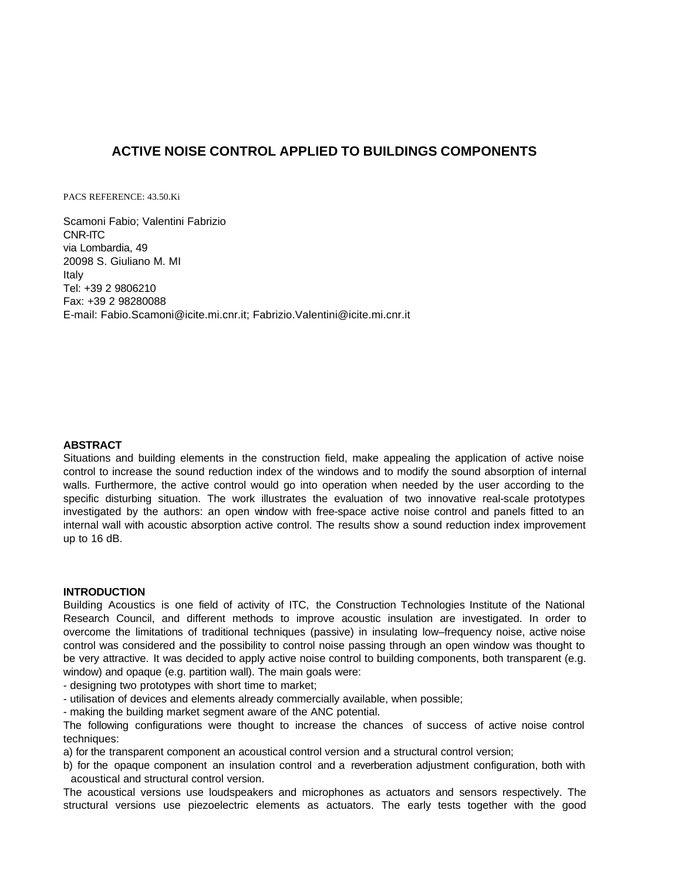# ACTIVE NOISE CONTROL APPLIED TO BUILDINGS COMPONENTS

PACS REFERENCE: 43.50.Ki

Scamoni Fabio; Valentini Fabrizio
CNR-ITC
via Lombardia, 49
20098 S. Giuliano M. MI
Italy
Tel: +39 2 9806210
Fax: +39 2 98280088
E-mail: Fabio.Scamoni@icite.mi.cnr.it; Fabrizio.Valentini@icite.mi.cnr.it

## ABSTRACT

Situations and building elements in the construction field, make appealing the application of active noise control to increase the sound reduction index of the windows and to modify the sound absorption of internal walls. Furthermore, the active control would go into operation when needed by the user according to the specific disturbing situation. The work illustrates the evaluation of two innovative real-scale prototypes investigated by the authors: an open window with free-space active noise control and panels fitted to an internal wall with acoustic absorption active control. The results show a sound reduction index improvement up to 16 dB.

## INTRODUCTION

Building Acoustics is one field of activity of ITC, the Construction Technologies Institute of the National Research Council, and different methods to improve acoustic insulation are investigated. In order to overcome the limitations of traditional techniques (passive) in insulating low–frequency noise, active noise control was considered and the possibility to control noise passing through an open window was thought to be very attractive. It was decided to apply active noise control to building components, both transparent (e.g. window) and opaque (e.g. partition wall). The main goals were:

- designing two prototypes with short time to market;
- utilisation of devices and elements already commercially available, when possible;
- making the building market segment aware of the ANC potential.

The following configurations were thought to increase the chances of success of active noise control techniques:

a) for the transparent component an acoustical control version and a structural control version;
b) for the opaque component an insulation control and a reverberation adjustment configuration, both with acoustical and structural control version.

The acoustical versions use loudspeakers and microphones as actuators and sensors respectively. The structural versions use piezoelectric elements as actuators. The early tests together with the good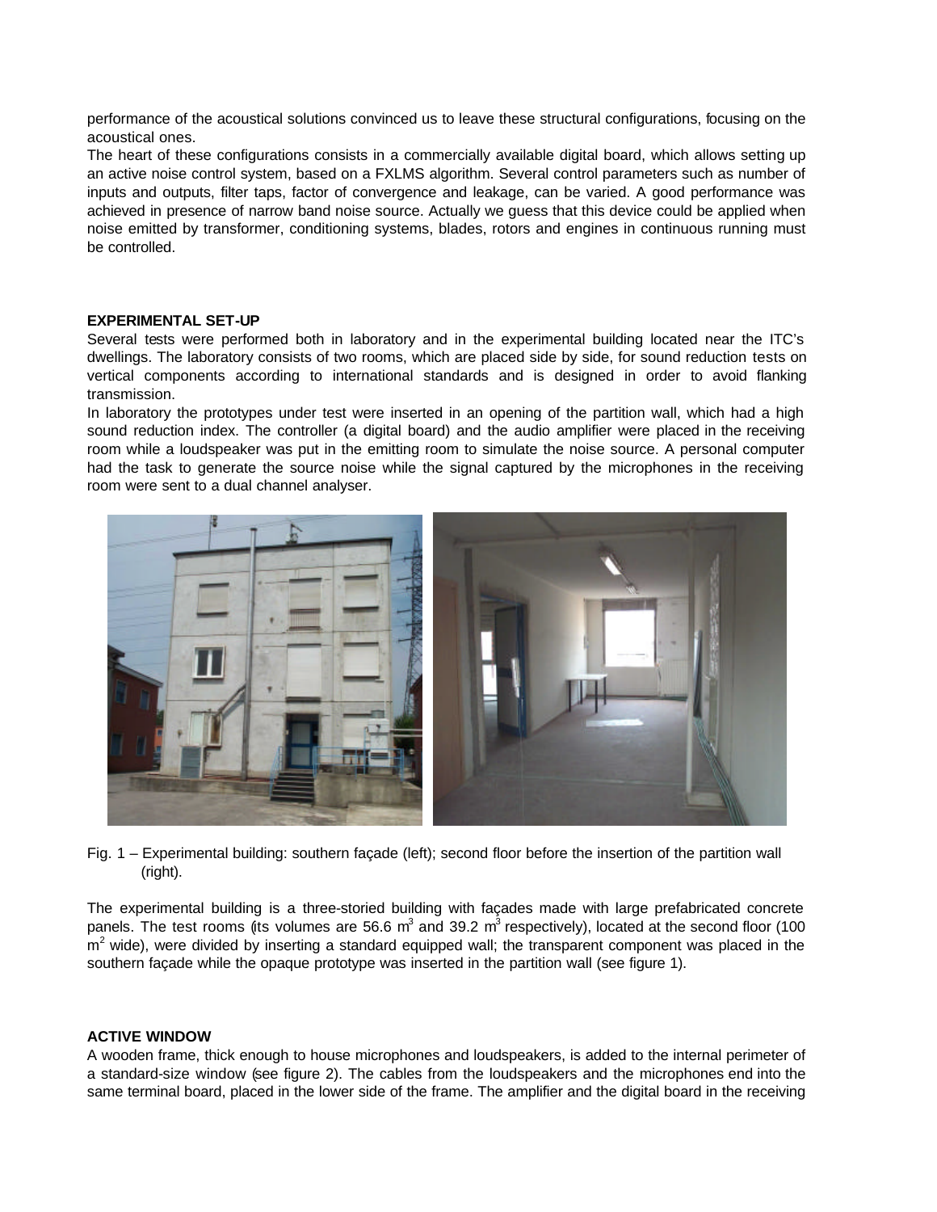performance of the acoustical solutions convinced us to leave these structural configurations, focusing on the acoustical ones.

The heart of these configurations consists in a commercially available digital board, which allows setting up an active noise control system, based on a FXLMS algorithm. Several control parameters such as number of inputs and outputs, filter taps, factor of convergence and leakage, can be varied. A good performance was achieved in presence of narrow band noise source. Actually we guess that this device could be applied when noise emitted by transformer, conditioning systems, blades, rotors and engines in continuous running must be controlled.

## EXPERIMENTAL SET-UP

Several tests were performed both in laboratory and in the experimental building located near the ITC's dwellings. The laboratory consists of two rooms, which are placed side by side, for sound reduction tests on vertical components according to international standards and is designed in order to avoid flanking transmission.

In laboratory the prototypes under test were inserted in an opening of the partition wall, which had a high sound reduction index. The controller (a digital board) and the audio amplifier were placed in the receiving room while a loudspeaker was put in the emitting room to simulate the noise source. A personal computer had the task to generate the source noise while the signal captured by the microphones in the receiving room were sent to a dual channel analyser.

Fig. 1 – Experimental building: southern façade (left); second floor before the insertion of the partition wall (right).

The experimental building is a three-storied building with façades made with large prefabricated concrete panels. The test rooms (its volumes are 56.6 $m^3$ and 39.2 $m^3$ respectively), located at the second floor (100 $m^2$ wide), were divided by inserting a standard equipped wall; the transparent component was placed in the southern façade while the opaque prototype was inserted in the partition wall (see figure 1).

## ACTIVE WINDOW

A wooden frame, thick enough to house microphones and loudspeakers, is added to the internal perimeter of a standard-size window (see figure 2). The cables from the loudspeakers and the microphones end into the same terminal board, placed in the lower side of the frame. The amplifier and the digital board in the receiving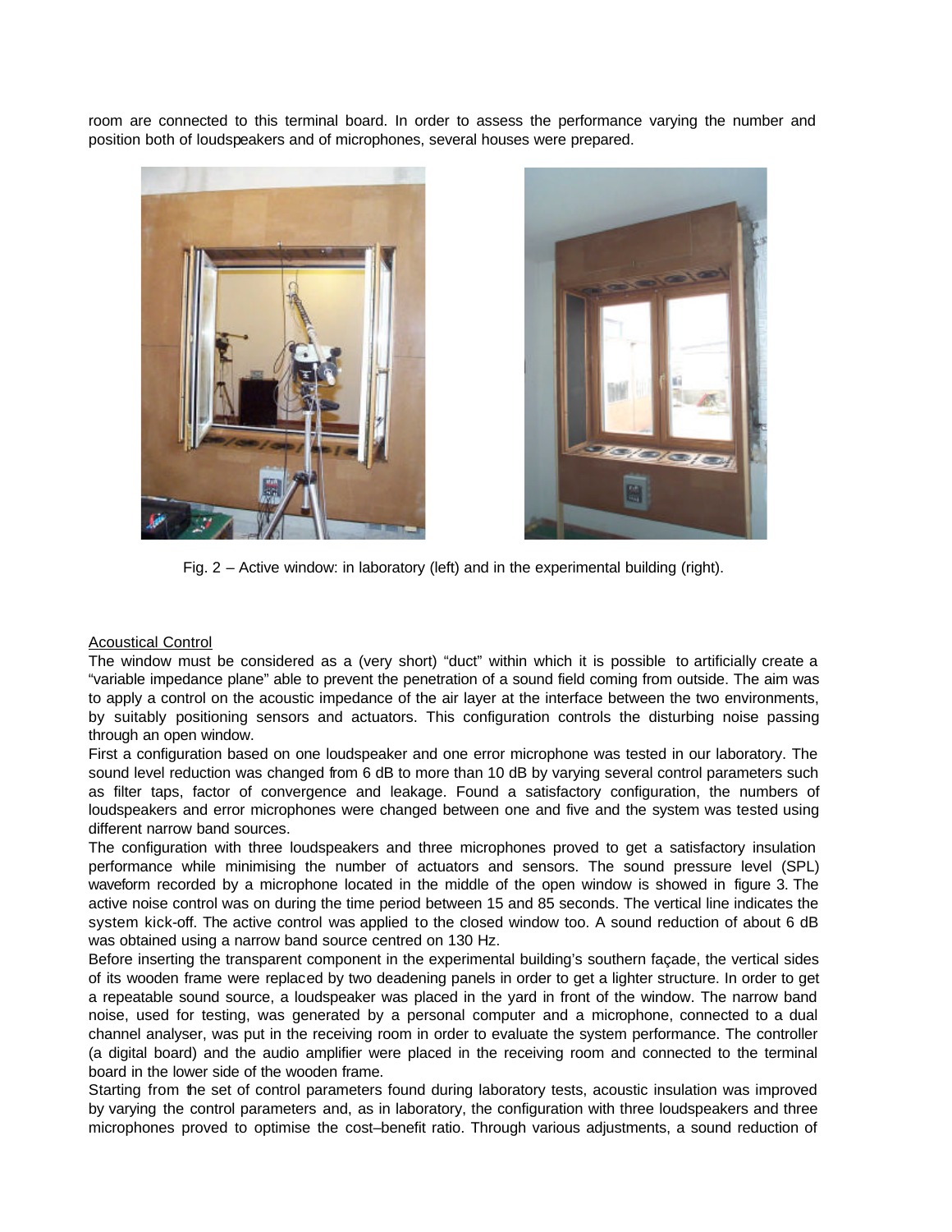room are connected to this terminal board. In order to assess the performance varying the number and position both of loudspeakers and of microphones, several houses were prepared.

Fig. 2 – Active window: in laboratory (left) and in the experimental building (right).

Acoustical Control

The window must be considered as a (very short) "duct" within which it is possible to artificially create a "variable impedance plane" able to prevent the penetration of a sound field coming from outside. The aim was to apply a control on the acoustic impedance of the air layer at the interface between the two environments, by suitably positioning sensors and actuators. This configuration controls the disturbing noise passing through an open window.

First a configuration based on one loudspeaker and one error microphone was tested in our laboratory. The sound level reduction was changed from 6 dB to more than 10 dB by varying several control parameters such as filter taps, factor of convergence and leakage. Found a satisfactory configuration, the numbers of loudspeakers and error microphones were changed between one and five and the system was tested using different narrow band sources.

The configuration with three loudspeakers and three microphones proved to get a satisfactory insulation performance while minimising the number of actuators and sensors. The sound pressure level (SPL) waveform recorded by a microphone located in the middle of the open window is showed in figure 3. The active noise control was on during the time period between 15 and 85 seconds. The vertical line indicates the system kick-off. The active control was applied to the closed window too. A sound reduction of about 6 dB was obtained using a narrow band source centred on 130 Hz.

Before inserting the transparent component in the experimental building's southern façade, the vertical sides of its wooden frame were replaced by two deadening panels in order to get a lighter structure. In order to get a repeatable sound source, a loudspeaker was placed in the yard in front of the window. The narrow band noise, used for testing, was generated by a personal computer and a microphone, connected to a dual channel analyser, was put in the receiving room in order to evaluate the system performance. The controller (a digital board) and the audio amplifier were placed in the receiving room and connected to the terminal board in the lower side of the wooden frame.

Starting from the set of control parameters found during laboratory tests, acoustic insulation was improved by varying the control parameters and, as in laboratory, the configuration with three loudspeakers and three microphones proved to optimise the cost–benefit ratio. Through various adjustments, a sound reduction of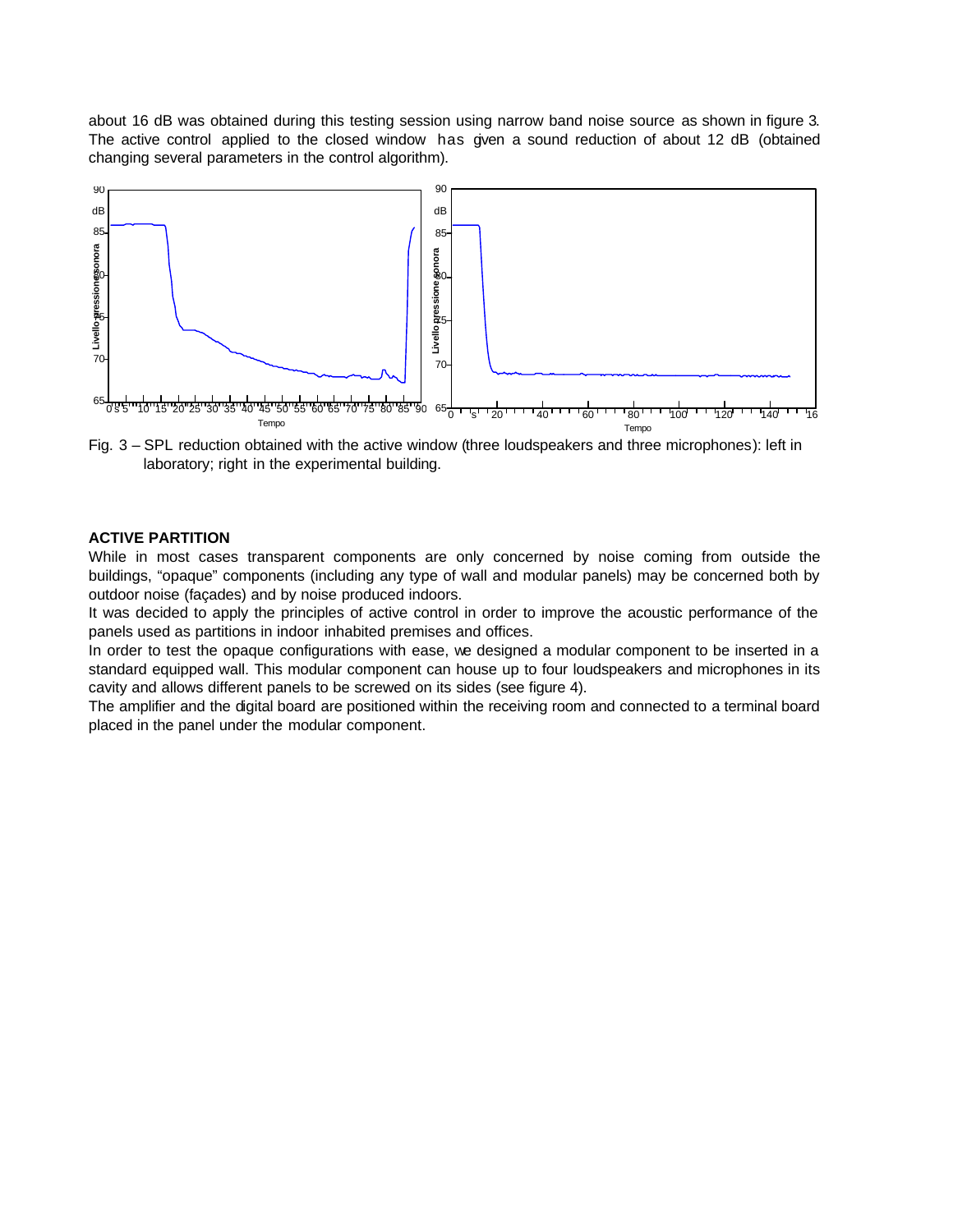about 16 dB was obtained during this testing session using narrow band noise source as shown in figure 3. The active control applied to the closed window has given a sound reduction of about 12 dB (obtained changing several parameters in the control algorithm).

Fig. 3 – SPL reduction obtained with the active window (three loudspeakers and three microphones): left in laboratory; right in the experimental building.

### ACTIVE PARTITION

While in most cases transparent components are only concerned by noise coming from outside the buildings, "opaque" components (including any type of wall and modular panels) may be concerned both by outdoor noise (façades) and by noise produced indoors.

It was decided to apply the principles of active control in order to improve the acoustic performance of the panels used as partitions in indoor inhabited premises and offices.

In order to test the opaque configurations with ease, we designed a modular component to be inserted in a standard equipped wall. This modular component can house up to four loudspeakers and microphones in its cavity and allows different panels to be screwed on its sides (see figure 4).

The amplifier and the digital board are positioned within the receiving room and connected to a terminal board placed in the panel under the modular component.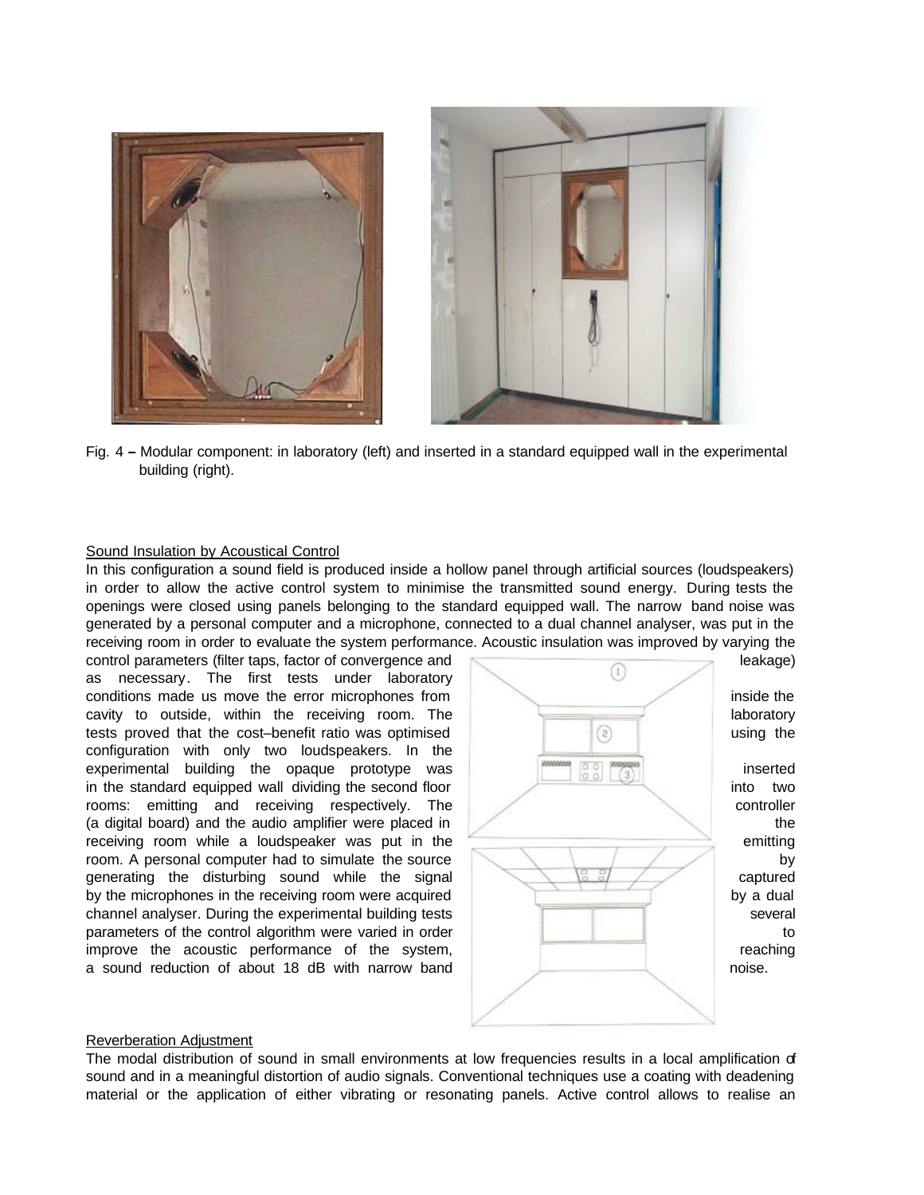Fig. 4 – Modular component: in laboratory (left) and inserted in a standard equipped wall in the experimental building (right).

Sound Insulation by Acoustical Control

In this configuration a sound field is produced inside a hollow panel through artificial sources (loudspeakers) in order to allow the active control system to minimise the transmitted sound energy. During tests the openings were closed using panels belonging to the standard equipped wall. The narrow band noise was generated by a personal computer and a microphone, connected to a dual channel analyser, was put in the receiving room in order to evaluate the system performance. Acoustic insulation was improved by varying the control parameters (filter taps, factor of convergence and leakage) as necessary. The first tests under laboratory conditions made us move the error microphones from inside the cavity to outside, within the receiving room. The laboratory tests proved that the cost–benefit ratio was optimised using the configuration with only two loudspeakers. In the experimental building the opaque prototype was inserted in the standard equipped wall dividing the second floor into two rooms: emitting and receiving respectively. The controller (a digital board) and the audio amplifier were placed in the receiving room while a loudspeaker was put in the emitting room. A personal computer had to simulate the source by generating the disturbing sound while the signal captured by the microphones in the receiving room were acquired by a dual channel analyser. During the experimental building tests several parameters of the control algorithm were varied in order to improve the acoustic performance of the system, reaching a sound reduction of about 18 dB with narrow band noise.

Reverberation Adjustment

The modal distribution of sound in small environments at low frequencies results in a local amplification of sound and in a meaningful distortion of audio signals. Conventional techniques use a coating with deadening material or the application of either vibrating or resonating panels. Active control allows to realise an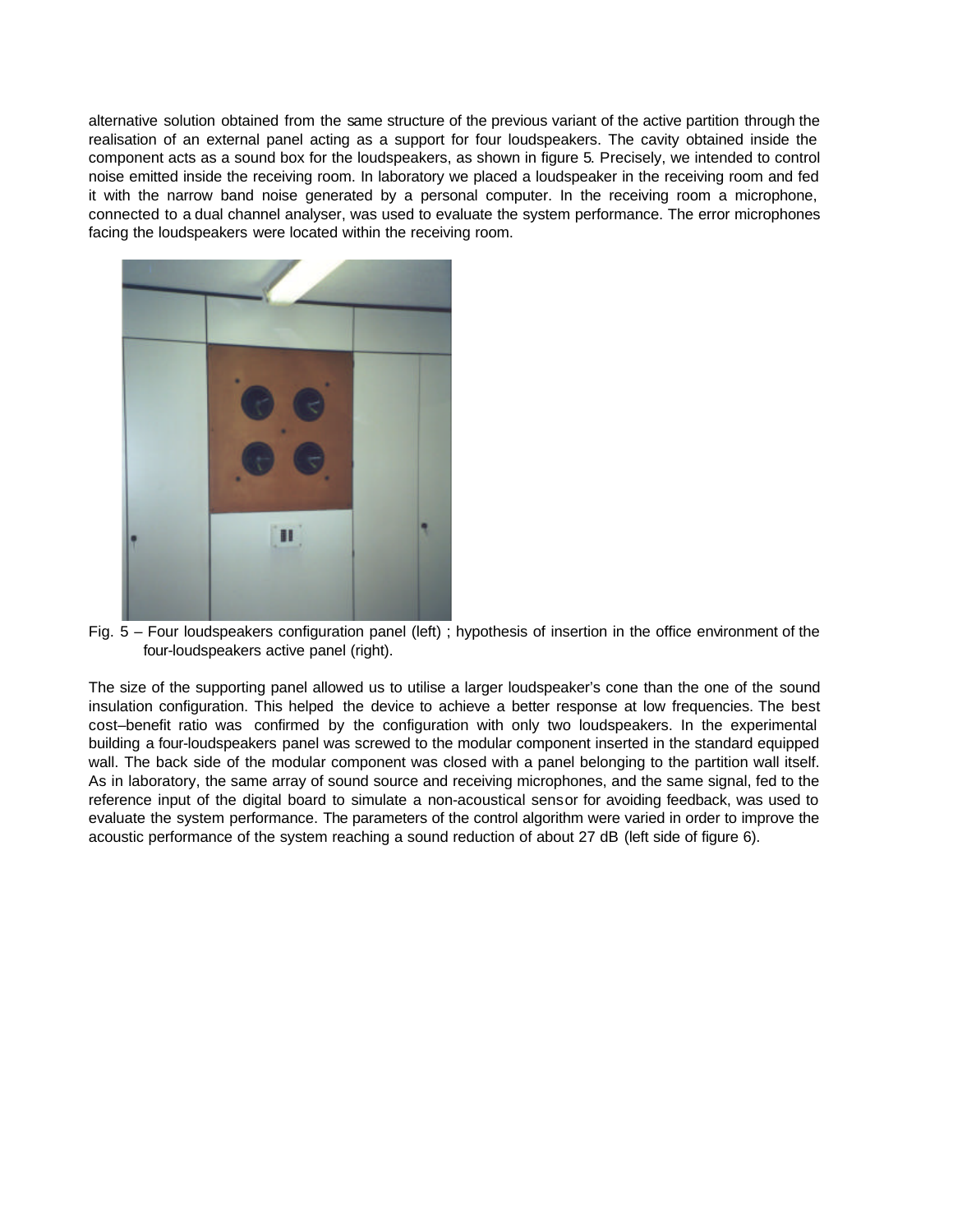alternative solution obtained from the same structure of the previous variant of the active partition through the realisation of an external panel acting as a support for four loudspeakers. The cavity obtained inside the component acts as a sound box for the loudspeakers, as shown in figure 5. Precisely, we intended to control noise emitted inside the receiving room. In laboratory we placed a loudspeaker in the receiving room and fed it with the narrow band noise generated by a personal computer. In the receiving room a microphone, connected to a dual channel analyser, was used to evaluate the system performance. The error microphones facing the loudspeakers were located within the receiving room.

Fig. 5 – Four loudspeakers configuration panel (left) ; hypothesis of insertion in the office environment of the four-loudspeakers active panel (right).

The size of the supporting panel allowed us to utilise a larger loudspeaker's cone than the one of the sound insulation configuration. This helped the device to achieve a better response at low frequencies. The best cost–benefit ratio was confirmed by the configuration with only two loudspeakers. In the experimental building a four-loudspeakers panel was screwed to the modular component inserted in the standard equipped wall. The back side of the modular component was closed with a panel belonging to the partition wall itself. As in laboratory, the same array of sound source and receiving microphones, and the same signal, fed to the reference input of the digital board to simulate a non-acoustical sensor for avoiding feedback, was used to evaluate the system performance. The parameters of the control algorithm were varied in order to improve the acoustic performance of the system reaching a sound reduction of about 27 dB (left side of figure 6).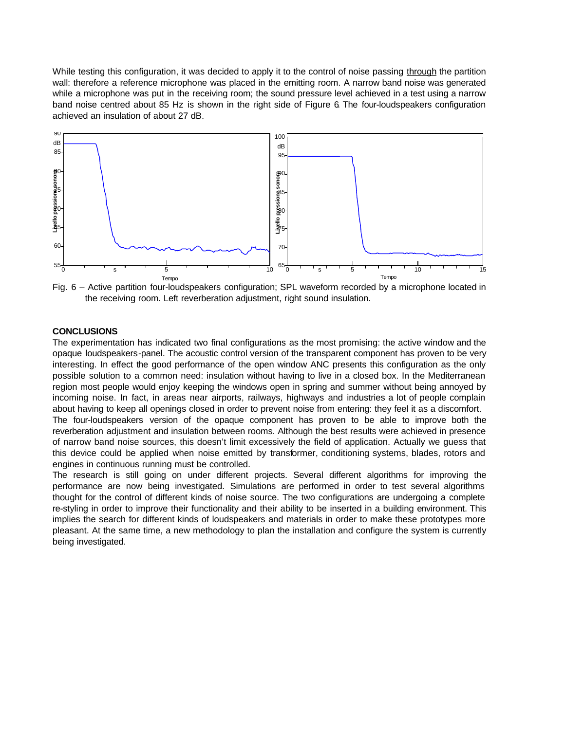While testing this configuration, it was decided to apply it to the control of noise passing through the partition wall: therefore a reference microphone was placed in the emitting room. A narrow band noise was generated while a microphone was put in the receiving room; the sound pressure level achieved in a test using a narrow band noise centred about 85 Hz is shown in the right side of Figure 6. The four-loudspeakers configuration achieved an insulation of about 27 dB.

Left chart:
90
dB
85
80
75
70
65
60
55
Livello pressione sonora
0
s
5
10
Tempo

Right chart:
100
dB
95
90
85
80
75
70
65
Livello pressione sonora
0
s
5
10
15
Tempo

Fig. 6 – Active partition four-loudspeakers configuration; SPL waveform recorded by a microphone located in the receiving room. Left reverberation adjustment, right sound insulation.

## CONCLUSIONS

The experimentation has indicated two final configurations as the most promising: the active window and the opaque loudspeakers-panel. The acoustic control version of the transparent component has proven to be very interesting. In effect the good performance of the open window ANC presents this configuration as the only possible solution to a common need: insulation without having to live in a closed box. In the Mediterranean region most people would enjoy keeping the windows open in spring and summer without being annoyed by incoming noise. In fact, in areas near airports, railways, highways and industries a lot of people complain about having to keep all openings closed in order to prevent noise from entering: they feel it as a discomfort.

The four-loudspeakers version of the opaque component has proven to be able to improve both the reverberation adjustment and insulation between rooms. Although the best results were achieved in presence of narrow band noise sources, this doesn't limit excessively the field of application. Actually we guess that this device could be applied when noise emitted by transformer, conditioning systems, blades, rotors and engines in continuous running must be controlled.

The research is still going on under different projects. Several different algorithms for improving the performance are now being investigated. Simulations are performed in order to test several algorithms thought for the control of different kinds of noise source. The two configurations are undergoing a complete re-styling in order to improve their functionality and their ability to be inserted in a building environment. This implies the search for different kinds of loudspeakers and materials in order to make these prototypes more pleasant. At the same time, a new methodology to plan the installation and configure the system is currently being investigated.